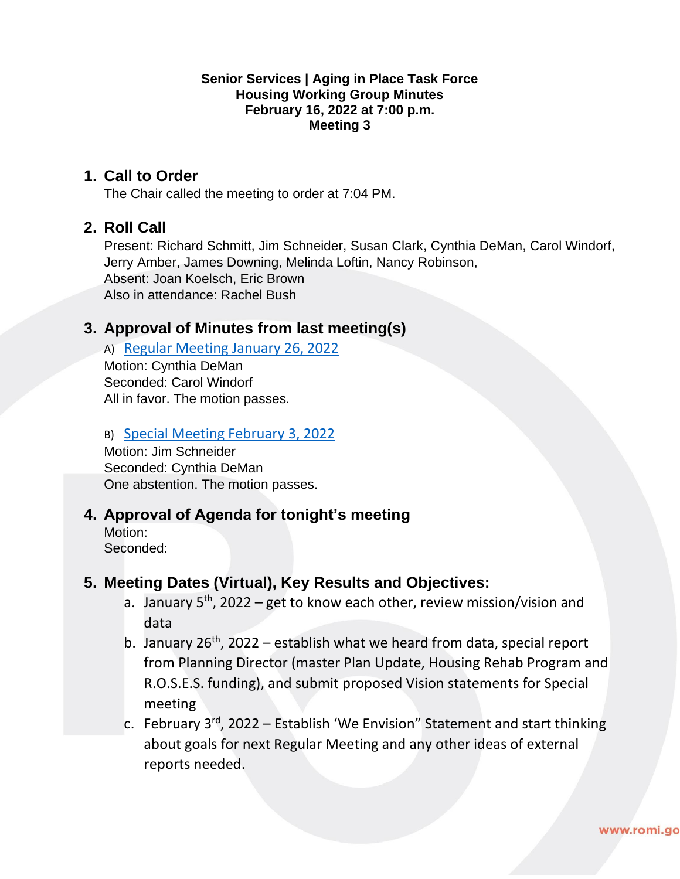**Senior Services | Aging in Place Task Force**
**Housing Working Group Minutes**
**February 16, 2022 at 7:00 p.m.**
**Meeting 3**

## 1. Call to Order

The Chair called the meeting to order at 7:04 PM.

## 2. Roll Call

Present: Richard Schmitt, Jim Schneider, Susan Clark, Cynthia DeMan, Carol Windorf, Jerry Amber, James Downing, Melinda Loftin, Nancy Robinson,
Absent: Joan Koelsch, Eric Brown
Also in attendance: Rachel Bush

## 3. Approval of Minutes from last meeting(s)

A) Regular Meeting January 26, 2022
Motion: Cynthia DeMan
Seconded: Carol Windorf
All in favor. The motion passes.

B) Special Meeting February 3, 2022
Motion: Jim Schneider
Seconded: Cynthia DeMan
One abstention. The motion passes.

## 4. Approval of Agenda for tonight's meeting

Motion:
Seconded:

## 5. Meeting Dates (Virtual), Key Results and Objectives:

a. January 5th, 2022 – get to know each other, review mission/vision and data
b. January 26th, 2022 – establish what we heard from data, special report from Planning Director (master Plan Update, Housing Rehab Program and R.O.S.E.S. funding), and submit proposed Vision statements for Special meeting
c. February 3rd, 2022 – Establish 'We Envision" Statement and start thinking about goals for next Regular Meeting and any other ideas of external reports needed.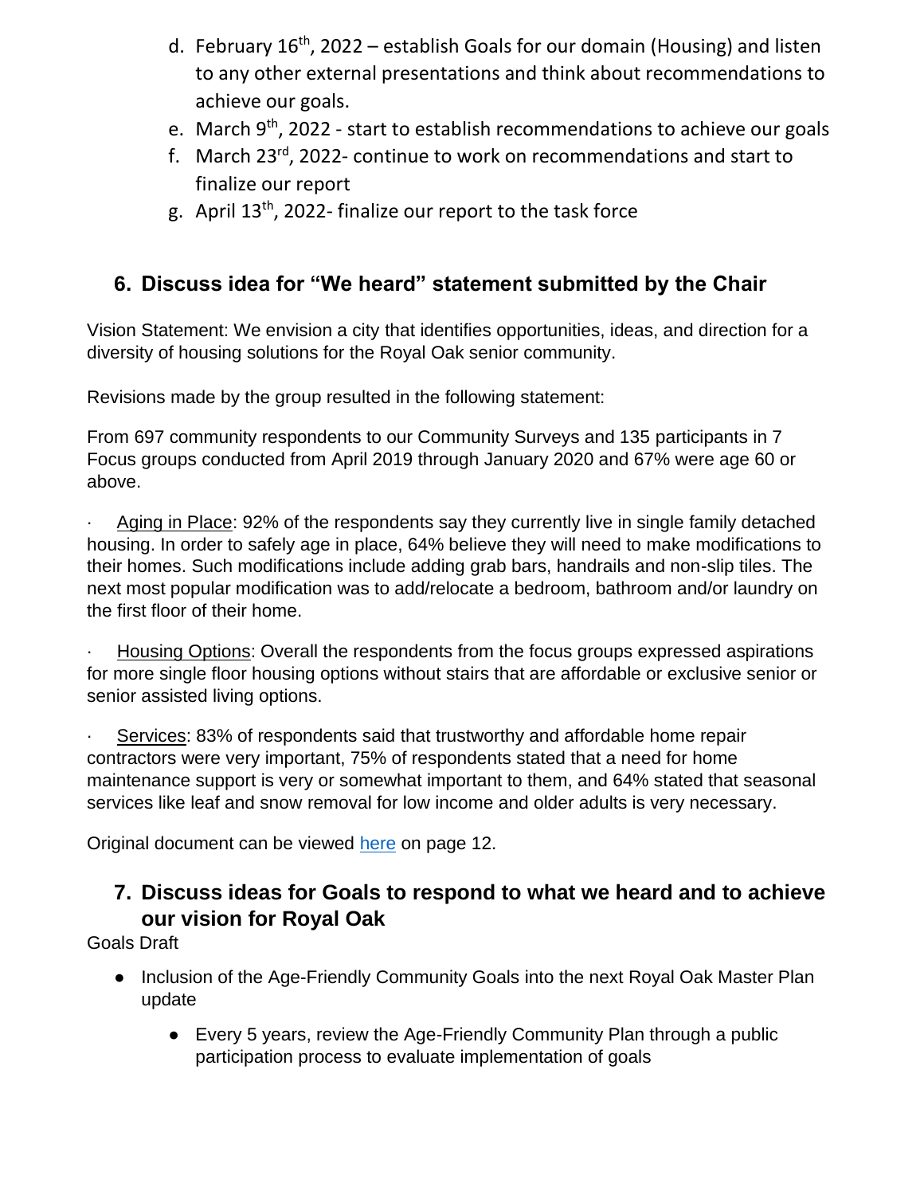d. February 16th, 2022 – establish Goals for our domain (Housing) and listen to any other external presentations and think about recommendations to achieve our goals.
e. March 9th, 2022 - start to establish recommendations to achieve our goals
f. March 23rd, 2022- continue to work on recommendations and start to finalize our report
g. April 13th, 2022- finalize our report to the task force

## 6. Discuss idea for "We heard" statement submitted by the Chair

Vision Statement: We envision a city that identifies opportunities, ideas, and direction for a diversity of housing solutions for the Royal Oak senior community.

Revisions made by the group resulted in the following statement:

From 697 community respondents to our Community Surveys and 135 participants in 7 Focus groups conducted from April 2019 through January 2020 and 67% were age 60 or above.

· Aging in Place: 92% of the respondents say they currently live in single family detached housing. In order to safely age in place, 64% believe they will need to make modifications to their homes. Such modifications include adding grab bars, handrails and non-slip tiles. The next most popular modification was to add/relocate a bedroom, bathroom and/or laundry on the first floor of their home.

· Housing Options: Overall the respondents from the focus groups expressed aspirations for more single floor housing options without stairs that are affordable or exclusive senior or senior assisted living options.

· Services: 83% of respondents said that trustworthy and affordable home repair contractors were very important, 75% of respondents stated that a need for home maintenance support is very or somewhat important to them, and 64% stated that seasonal services like leaf and snow removal for low income and older adults is very necessary.

Original document can be viewed here on page 12.

## 7. Discuss ideas for Goals to respond to what we heard and to achieve our vision for Royal Oak

Goals Draft

- Inclusion of the Age-Friendly Community Goals into the next Royal Oak Master Plan update
  - Every 5 years, review the Age-Friendly Community Plan through a public participation process to evaluate implementation of goals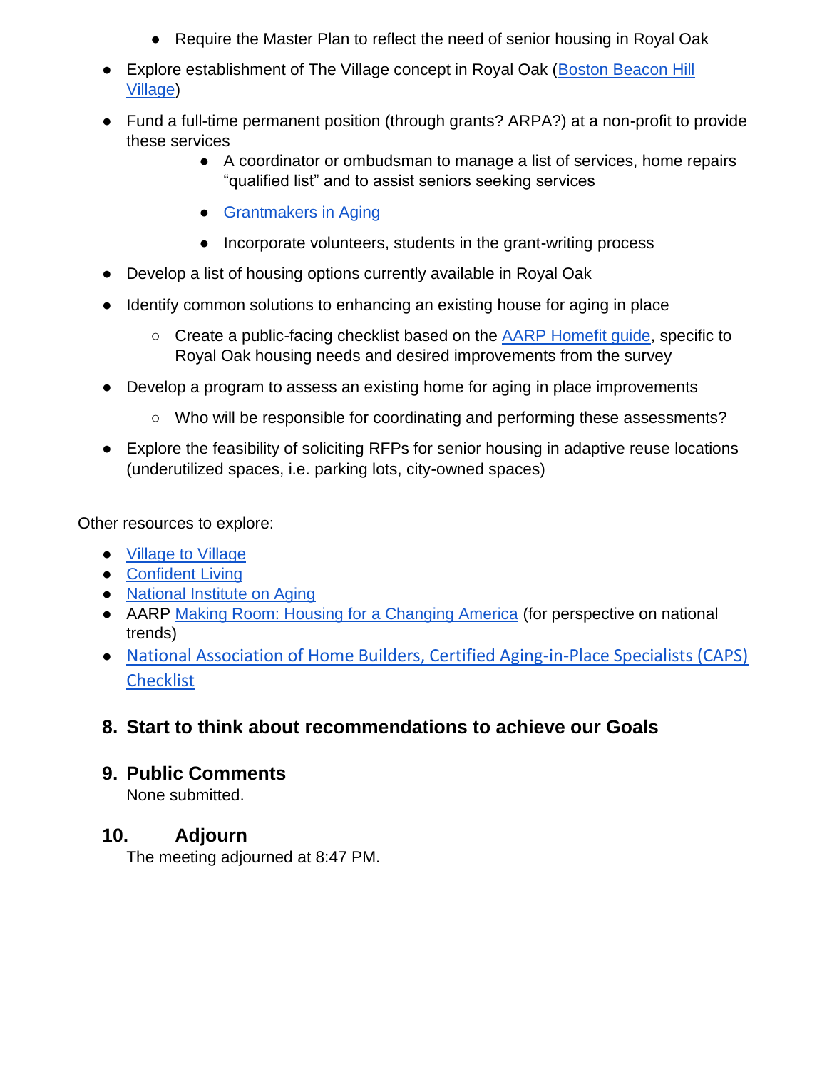- Require the Master Plan to reflect the need of senior housing in Royal Oak
- Explore establishment of The Village concept in Royal Oak (Boston Beacon Hill Village)
- Fund a full-time permanent position (through grants? ARPA?) at a non-profit to provide these services
    - A coordinator or ombudsman to manage a list of services, home repairs "qualified list" and to assist seniors seeking services
    - Grantmakers in Aging
    - Incorporate volunteers, students in the grant-writing process
- Develop a list of housing options currently available in Royal Oak
- Identify common solutions to enhancing an existing house for aging in place
    - Create a public-facing checklist based on the AARP Homefit guide, specific to Royal Oak housing needs and desired improvements from the survey
- Develop a program to assess an existing home for aging in place improvements
    - Who will be responsible for coordinating and performing these assessments?
- Explore the feasibility of soliciting RFPs for senior housing in adaptive reuse locations (underutilized spaces, i.e. parking lots, city-owned spaces)

Other resources to explore:

- Village to Village
- Confident Living
- National Institute on Aging
- AARP Making Room: Housing for a Changing America (for perspective on national trends)
- National Association of Home Builders, Certified Aging-in-Place Specialists (CAPS) Checklist

### 8. Start to think about recommendations to achieve our Goals

### 9. Public Comments

None submitted.

### 10. Adjourn

The meeting adjourned at 8:47 PM.